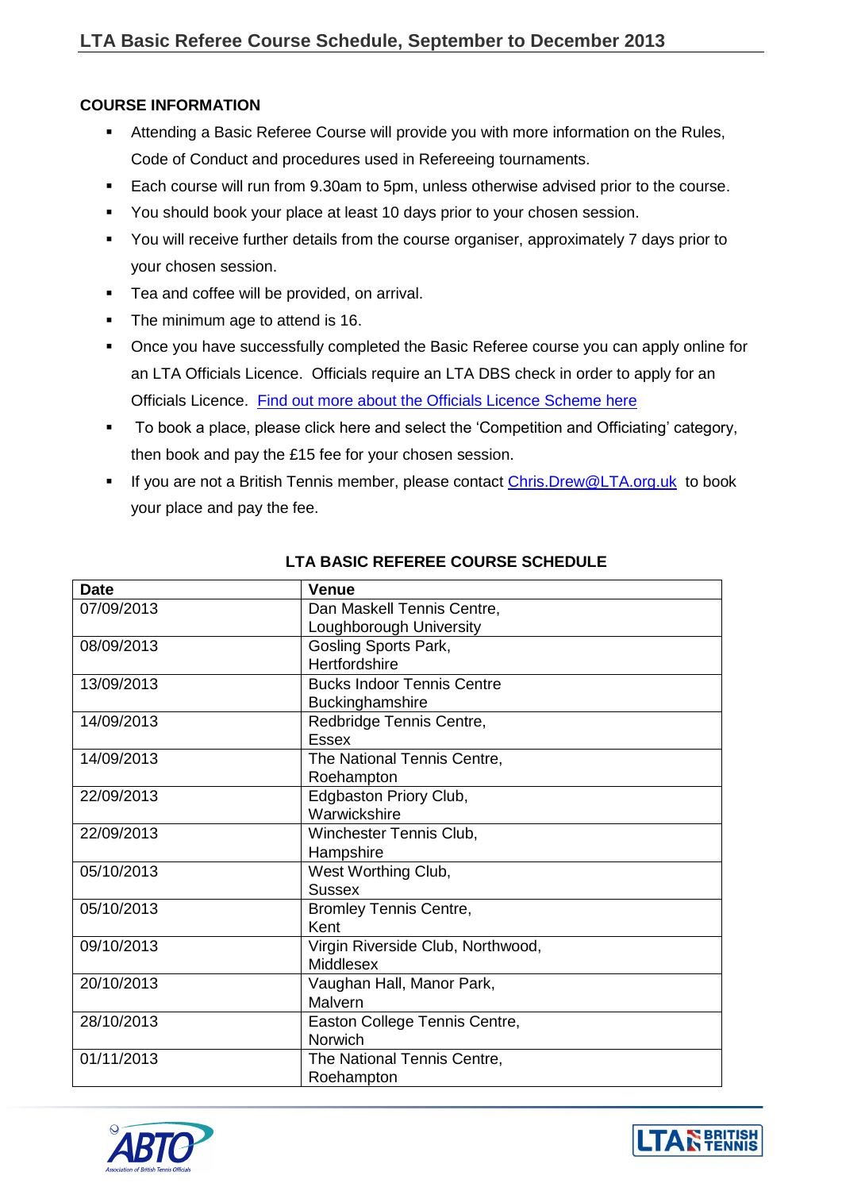# LTA Basic Referee Course Schedule, September to December 2013

**COURSE INFORMATION**

- Attending a Basic Referee Course will provide you with more information on the Rules, Code of Conduct and procedures used in Refereeing tournaments.
- Each course will run from 9.30am to 5pm, unless otherwise advised prior to the course.
- You should book your place at least 10 days prior to your chosen session.
- You will receive further details from the course organiser, approximately 7 days prior to your chosen session.
- Tea and coffee will be provided, on arrival.
- The minimum age to attend is 16.
- Once you have successfully completed the Basic Referee course you can apply online for an LTA Officials Licence. Officials require an LTA DBS check in order to apply for an Officials Licence. Find out more about the Officials Licence Scheme here
- To book a place, please click here and select the 'Competition and Officiating' category, then book and pay the £15 fee for your chosen session.
- If you are not a British Tennis member, please contact Chris.Drew@LTA.org.uk to book your place and pay the fee.

**LTA BASIC REFEREE COURSE SCHEDULE**

| Date | Venue |
|---|---|
| 07/09/2013 | Dan Maskell Tennis Centre, Loughborough University |
| 08/09/2013 | Gosling Sports Park, Hertfordshire |
| 13/09/2013 | Bucks Indoor Tennis Centre Buckinghamshire |
| 14/09/2013 | Redbridge Tennis Centre, Essex |
| 14/09/2013 | The National Tennis Centre, Roehampton |
| 22/09/2013 | Edgbaston Priory Club, Warwickshire |
| 22/09/2013 | Winchester Tennis Club, Hampshire |
| 05/10/2013 | West Worthing Club, Sussex |
| 05/10/2013 | Bromley Tennis Centre, Kent |
| 09/10/2013 | Virgin Riverside Club, Northwood, Middlesex |
| 20/10/2013 | Vaughan Hall, Manor Park, Malvern |
| 28/10/2013 | Easton College Tennis Centre, Norwich |
| 01/11/2013 | The National Tennis Centre, Roehampton |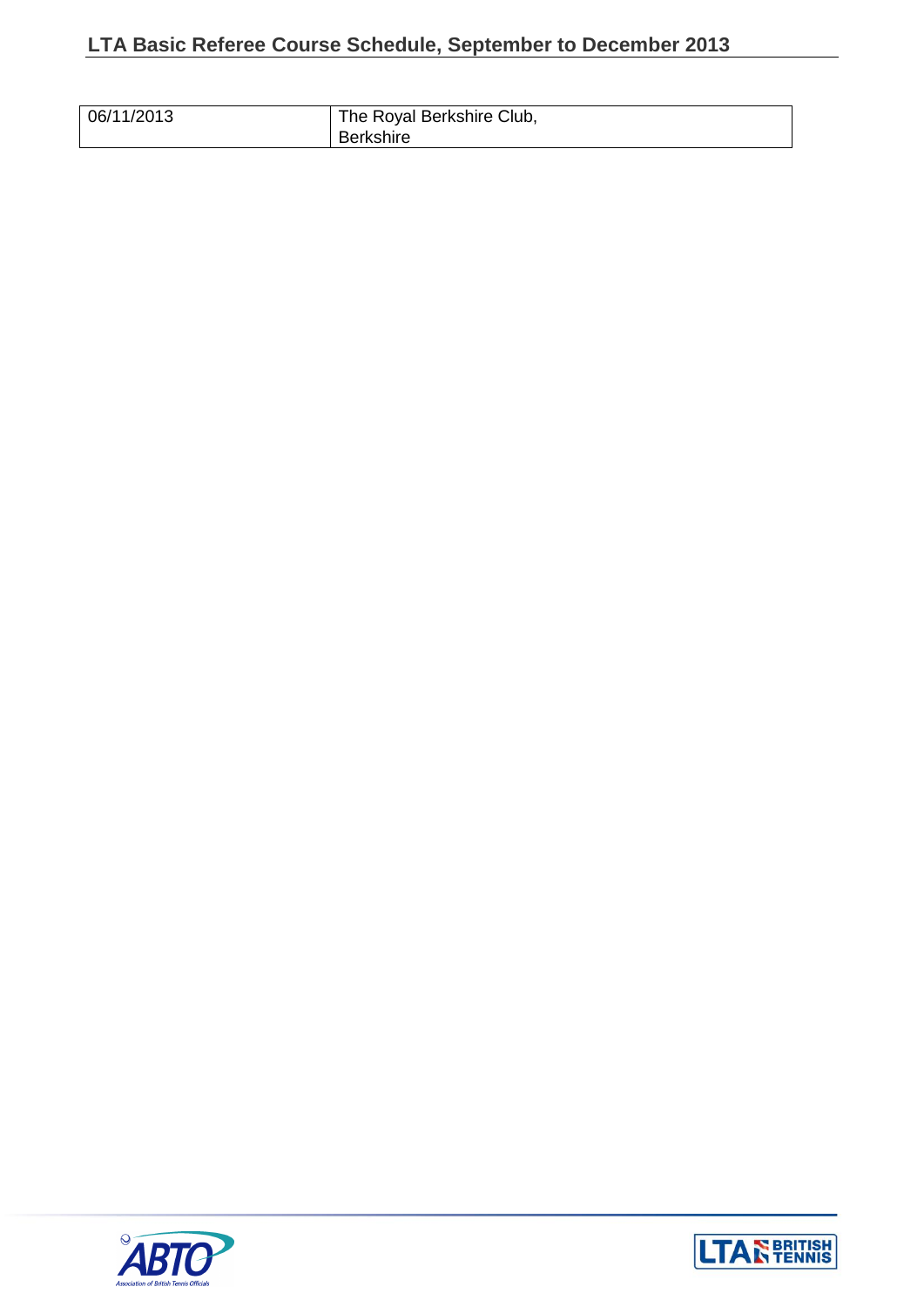| | |
|---|---|
| 06/11/2013 | The Royal Berkshire Club, Berkshire |